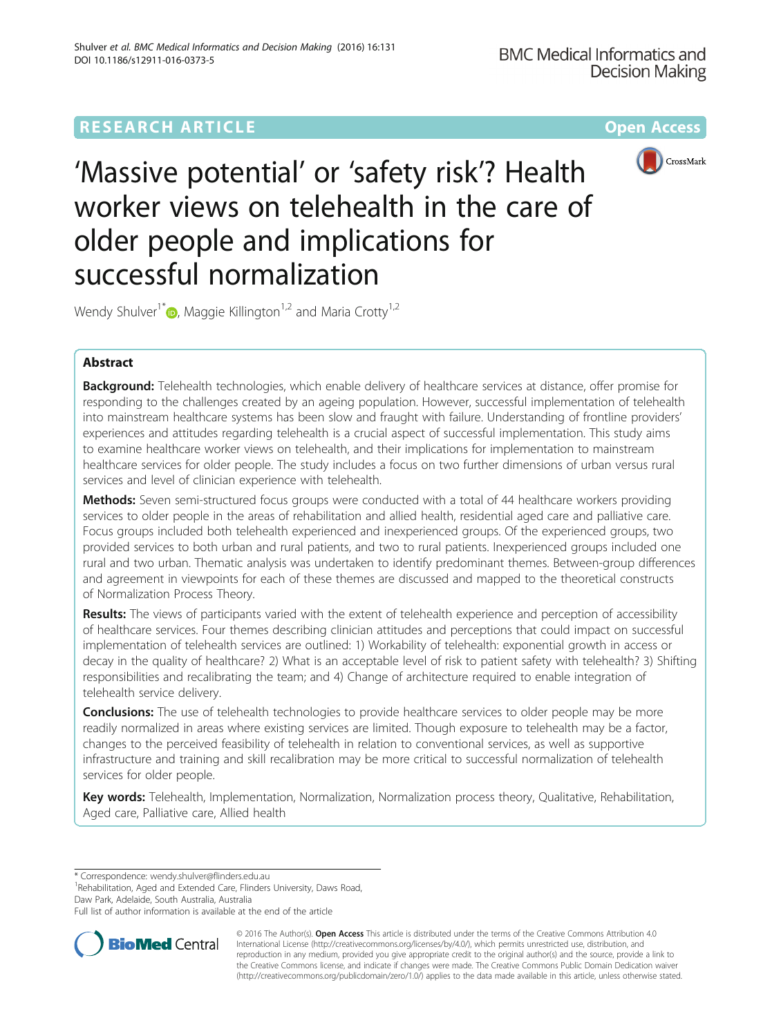RESEARCH ARTICLE Open Access

# 'Massive potential' or 'safety risk'? Health worker views on telehealth in the care of older people and implications for successful normalization

Wendy Shulver[1*], Maggie Killington[1,2] and Maria Crotty[1,2]

## Abstract

**Background:** Telehealth technologies, which enable delivery of healthcare services at distance, offer promise for responding to the challenges created by an ageing population. However, successful implementation of telehealth into mainstream healthcare systems has been slow and fraught with failure. Understanding of frontline providers' experiences and attitudes regarding telehealth is a crucial aspect of successful implementation. This study aims to examine healthcare worker views on telehealth, and their implications for implementation to mainstream healthcare services for older people. The study includes a focus on two further dimensions of urban versus rural services and level of clinician experience with telehealth.

**Methods:** Seven semi-structured focus groups were conducted with a total of 44 healthcare workers providing services to older people in the areas of rehabilitation and allied health, residential aged care and palliative care. Focus groups included both telehealth experienced and inexperienced groups. Of the experienced groups, two provided services to both urban and rural patients, and two to rural patients. Inexperienced groups included one rural and two urban. Thematic analysis was undertaken to identify predominant themes. Between-group differences and agreement in viewpoints for each of these themes are discussed and mapped to the theoretical constructs of Normalization Process Theory.

**Results:** The views of participants varied with the extent of telehealth experience and perception of accessibility of healthcare services. Four themes describing clinician attitudes and perceptions that could impact on successful implementation of telehealth services are outlined: 1) Workability of telehealth: exponential growth in access or decay in the quality of healthcare? 2) What is an acceptable level of risk to patient safety with telehealth? 3) Shifting responsibilities and recalibrating the team; and 4) Change of architecture required to enable integration of telehealth service delivery.

**Conclusions:** The use of telehealth technologies to provide healthcare services to older people may be more readily normalized in areas where existing services are limited. Though exposure to telehealth may be a factor, changes to the perceived feasibility of telehealth in relation to conventional services, as well as supportive infrastructure and training and skill recalibration may be more critical to successful normalization of telehealth services for older people.

**Key words:** Telehealth, Implementation, Normalization, Normalization process theory, Qualitative, Rehabilitation, Aged care, Palliative care, Allied health

---

* Correspondence: wendy.shulver@flinders.edu.au
[1]Rehabilitation, Aged and Extended Care, Flinders University, Daws Road, Daw Park, Adelaide, South Australia, Australia
Full list of author information is available at the end of the article

© 2016 The Author(s). **Open Access** This article is distributed under the terms of the Creative Commons Attribution 4.0 International License (http://creativecommons.org/licenses/by/4.0/), which permits unrestricted use, distribution, and reproduction in any medium, provided you give appropriate credit to the original author(s) and the source, provide a link to the Creative Commons license, and indicate if changes were made. The Creative Commons Public Domain Dedication waiver (http://creativecommons.org/publicdomain/zero/1.0/) applies to the data made available in this article, unless otherwise stated.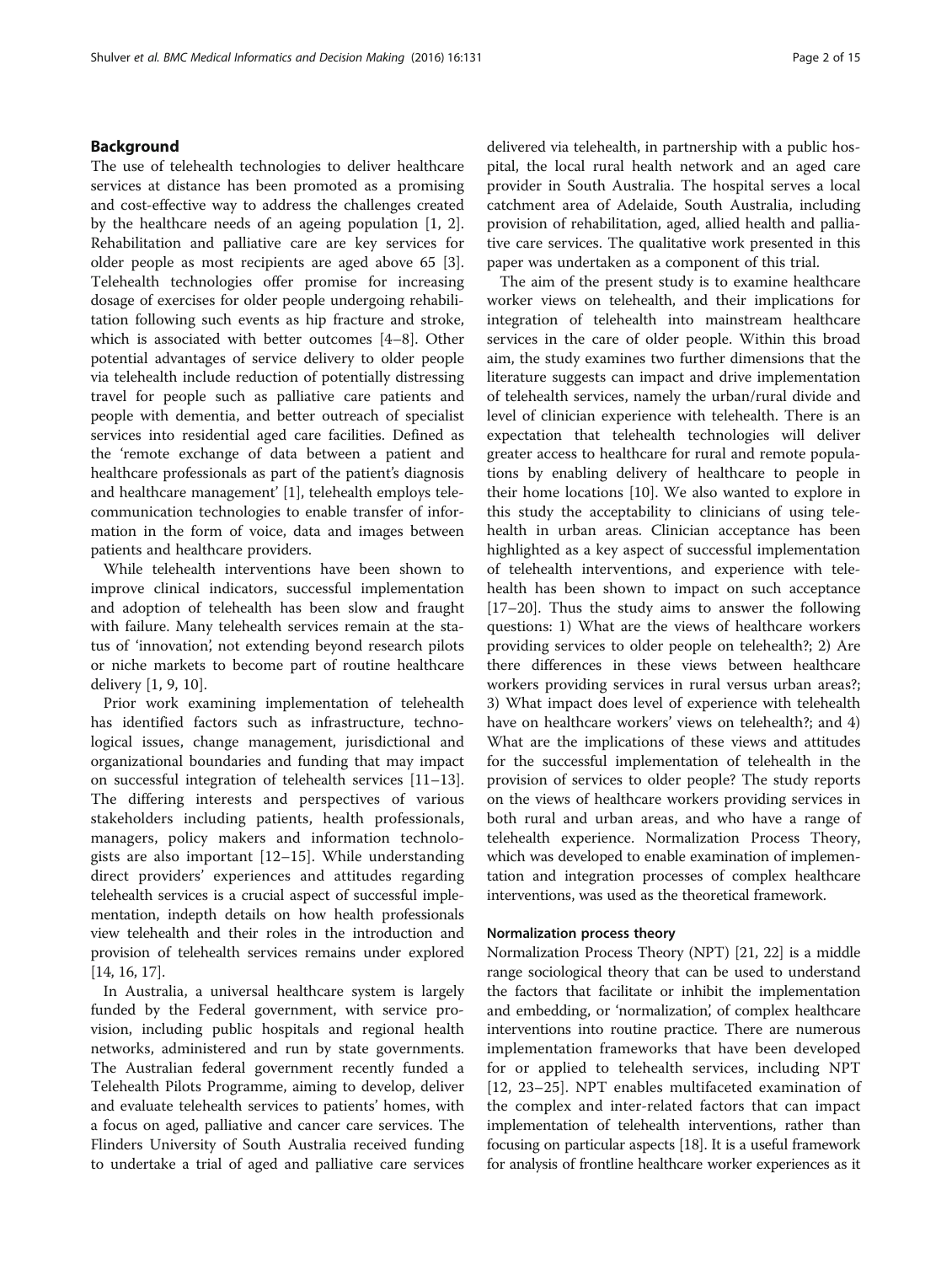## Background

The use of telehealth technologies to deliver healthcare services at distance has been promoted as a promising and cost-effective way to address the challenges created by the healthcare needs of an ageing population [1, 2]. Rehabilitation and palliative care are key services for older people as most recipients are aged above 65 [3]. Telehealth technologies offer promise for increasing dosage of exercises for older people undergoing rehabilitation following such events as hip fracture and stroke, which is associated with better outcomes [4–8]. Other potential advantages of service delivery to older people via telehealth include reduction of potentially distressing travel for people such as palliative care patients and people with dementia, and better outreach of specialist services into residential aged care facilities. Defined as the 'remote exchange of data between a patient and healthcare professionals as part of the patient's diagnosis and healthcare management' [1], telehealth employs telecommunication technologies to enable transfer of information in the form of voice, data and images between patients and healthcare providers.

While telehealth interventions have been shown to improve clinical indicators, successful implementation and adoption of telehealth has been slow and fraught with failure. Many telehealth services remain at the status of 'innovation', not extending beyond research pilots or niche markets to become part of routine healthcare delivery [1, 9, 10].

Prior work examining implementation of telehealth has identified factors such as infrastructure, technological issues, change management, jurisdictional and organizational boundaries and funding that may impact on successful integration of telehealth services [11–13]. The differing interests and perspectives of various stakeholders including patients, health professionals, managers, policy makers and information technologists are also important [12–15]. While understanding direct providers' experiences and attitudes regarding telehealth services is a crucial aspect of successful implementation, indepth details on how health professionals view telehealth and their roles in the introduction and provision of telehealth services remains under explored [14, 16, 17].

In Australia, a universal healthcare system is largely funded by the Federal government, with service provision, including public hospitals and regional health networks, administered and run by state governments. The Australian federal government recently funded a Telehealth Pilots Programme, aiming to develop, deliver and evaluate telehealth services to patients' homes, with a focus on aged, palliative and cancer care services. The Flinders University of South Australia received funding to undertake a trial of aged and palliative care services delivered via telehealth, in partnership with a public hospital, the local rural health network and an aged care provider in South Australia. The hospital serves a local catchment area of Adelaide, South Australia, including provision of rehabilitation, aged, allied health and palliative care services. The qualitative work presented in this paper was undertaken as a component of this trial.

The aim of the present study is to examine healthcare worker views on telehealth, and their implications for integration of telehealth into mainstream healthcare services in the care of older people. Within this broad aim, the study examines two further dimensions that the literature suggests can impact and drive implementation of telehealth services, namely the urban/rural divide and level of clinician experience with telehealth. There is an expectation that telehealth technologies will deliver greater access to healthcare for rural and remote populations by enabling delivery of healthcare to people in their home locations [10]. We also wanted to explore in this study the acceptability to clinicians of using telehealth in urban areas. Clinician acceptance has been highlighted as a key aspect of successful implementation of telehealth interventions, and experience with telehealth has been shown to impact on such acceptance [17–20]. Thus the study aims to answer the following questions: 1) What are the views of healthcare workers providing services to older people on telehealth?; 2) Are there differences in these views between healthcare workers providing services in rural versus urban areas?; 3) What impact does level of experience with telehealth have on healthcare workers' views on telehealth?; and 4) What are the implications of these views and attitudes for the successful implementation of telehealth in the provision of services to older people? The study reports on the views of healthcare workers providing services in both rural and urban areas, and who have a range of telehealth experience. Normalization Process Theory, which was developed to enable examination of implementation and integration processes of complex healthcare interventions, was used as the theoretical framework.

### Normalization process theory

Normalization Process Theory (NPT) [21, 22] is a middle range sociological theory that can be used to understand the factors that facilitate or inhibit the implementation and embedding, or 'normalization', of complex healthcare interventions into routine practice. There are numerous implementation frameworks that have been developed for or applied to telehealth services, including NPT [12, 23–25]. NPT enables multifaceted examination of the complex and inter-related factors that can impact implementation of telehealth interventions, rather than focusing on particular aspects [18]. It is a useful framework for analysis of frontline healthcare worker experiences as it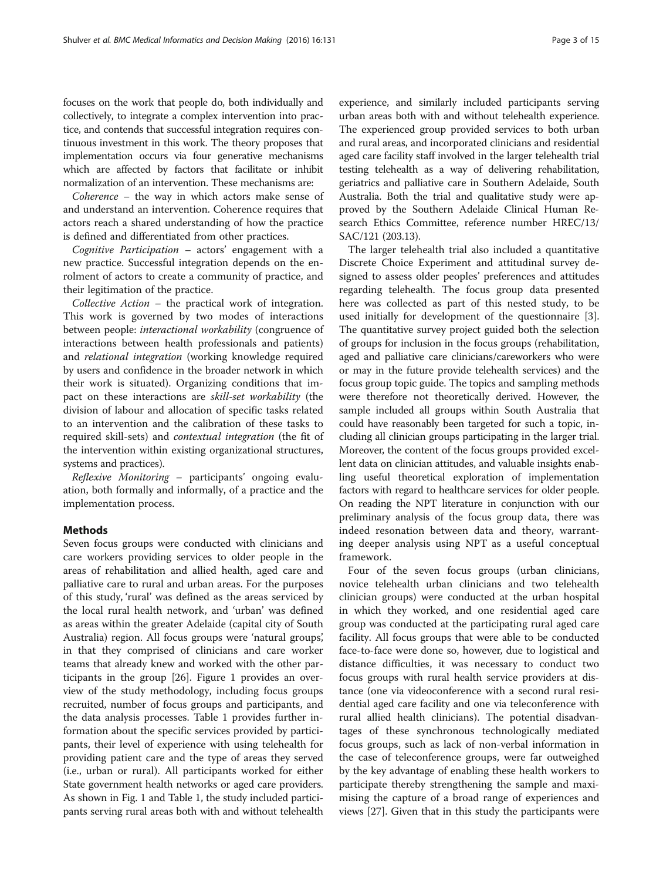focuses on the work that people do, both individually and collectively, to integrate a complex intervention into practice, and contends that successful integration requires continuous investment in this work. The theory proposes that implementation occurs via four generative mechanisms which are affected by factors that facilitate or inhibit normalization of an intervention. These mechanisms are:

*Coherence* – the way in which actors make sense of and understand an intervention. Coherence requires that actors reach a shared understanding of how the practice is defined and differentiated from other practices.

*Cognitive Participation* – actors' engagement with a new practice. Successful integration depends on the enrolment of actors to create a community of practice, and their legitimation of the practice.

*Collective Action* – the practical work of integration. This work is governed by two modes of interactions between people: *interactional workability* (congruence of interactions between health professionals and patients) and *relational integration* (working knowledge required by users and confidence in the broader network in which their work is situated). Organizing conditions that impact on these interactions are *skill-set workability* (the division of labour and allocation of specific tasks related to an intervention and the calibration of these tasks to required skill-sets) and *contextual integration* (the fit of the intervention within existing organizational structures, systems and practices).

*Reflexive Monitoring* – participants' ongoing evaluation, both formally and informally, of a practice and the implementation process.

## Methods

Seven focus groups were conducted with clinicians and care workers providing services to older people in the areas of rehabilitation and allied health, aged care and palliative care to rural and urban areas. For the purposes of this study, 'rural' was defined as the areas serviced by the local rural health network, and 'urban' was defined as areas within the greater Adelaide (capital city of South Australia) region. All focus groups were 'natural groups', in that they comprised of clinicians and care worker teams that already knew and worked with the other participants in the group [26]. Figure 1 provides an overview of the study methodology, including focus groups recruited, number of focus groups and participants, and the data analysis processes. Table 1 provides further information about the specific services provided by participants, their level of experience with using telehealth for providing patient care and the type of areas they served (i.e., urban or rural). All participants worked for either State government health networks or aged care providers. As shown in Fig. 1 and Table 1, the study included participants serving rural areas both with and without telehealth experience, and similarly included participants serving urban areas both with and without telehealth experience. The experienced group provided services to both urban and rural areas, and incorporated clinicians and residential aged care facility staff involved in the larger telehealth trial testing telehealth as a way of delivering rehabilitation, geriatrics and palliative care in Southern Adelaide, South Australia. Both the trial and qualitative study were approved by the Southern Adelaide Clinical Human Research Ethics Committee, reference number HREC/13/SAC/121 (203.13).

The larger telehealth trial also included a quantitative Discrete Choice Experiment and attitudinal survey designed to assess older peoples' preferences and attitudes regarding telehealth. The focus group data presented here was collected as part of this nested study, to be used initially for development of the questionnaire [3]. The quantitative survey project guided both the selection of groups for inclusion in the focus groups (rehabilitation, aged and palliative care clinicians/careworkers who were or may in the future provide telehealth services) and the focus group topic guide. The topics and sampling methods were therefore not theoretically derived. However, the sample included all groups within South Australia that could have reasonably been targeted for such a topic, including all clinician groups participating in the larger trial. Moreover, the content of the focus groups provided excellent data on clinician attitudes, and valuable insights enabling useful theoretical exploration of implementation factors with regard to healthcare services for older people. On reading the NPT literature in conjunction with our preliminary analysis of the focus group data, there was indeed resonation between data and theory, warranting deeper analysis using NPT as a useful conceptual framework.

Four of the seven focus groups (urban clinicians, novice telehealth urban clinicians and two telehealth clinician groups) were conducted at the urban hospital in which they worked, and one residential aged care group was conducted at the participating rural aged care facility. All focus groups that were able to be conducted face-to-face were done so, however, due to logistical and distance difficulties, it was necessary to conduct two focus groups with rural health service providers at distance (one via videoconference with a second rural residential aged care facility and one via teleconference with rural allied health clinicians). The potential disadvantages of these synchronous technologically mediated focus groups, such as lack of non-verbal information in the case of teleconference groups, were far outweighed by the key advantage of enabling these health workers to participate thereby strengthening the sample and maximising the capture of a broad range of experiences and views [27]. Given that in this study the participants were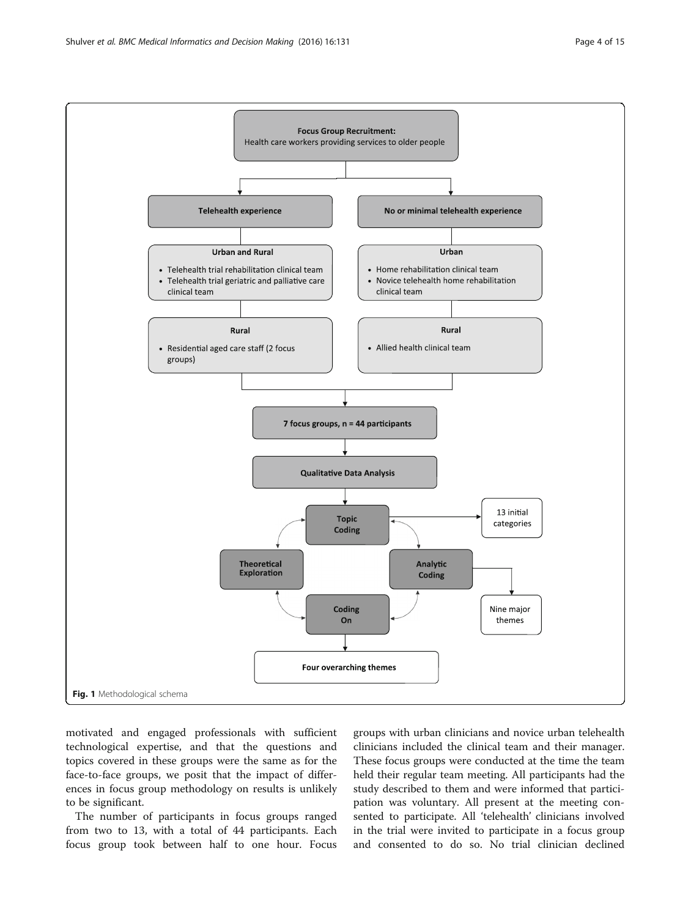**Focus Group Recruitment:**
Health care workers providing services to older people

**Telehealth experience**

**Urban and Rural**
- Telehealth trial rehabilitation clinical team
- Telehealth trial geriatric and palliative care clinical team

**Rural**
- Residential aged care staff (2 focus groups)

**No or minimal telehealth experience**

**Urban**
- Home rehabilitation clinical team
- Novice telehealth home rehabilitation clinical team

**Rural**
- Allied health clinical team

**7 focus groups, n = 44 participants**

**Qualitative Data Analysis**

**Topic Coding** → 13 initial categories

**Analytic Coding** → Nine major themes

**Theoretical Exploration**

**Coding On**

**Four overarching themes**

**Fig. 1** Methodological schema

motivated and engaged professionals with sufficient technological expertise, and that the questions and topics covered in these groups were the same as for the face-to-face groups, we posit that the impact of differences in focus group methodology on results is unlikely to be significant.

The number of participants in focus groups ranged from two to 13, with a total of 44 participants. Each focus group took between half to one hour. Focus groups with urban clinicians and novice urban telehealth clinicians included the clinical team and their manager. These focus groups were conducted at the time the team held their regular team meeting. All participants had the study described to them and were informed that participation was voluntary. All present at the meeting consented to participate. All 'telehealth' clinicians involved in the trial were invited to participate in a focus group and consented to do so. No trial clinician declined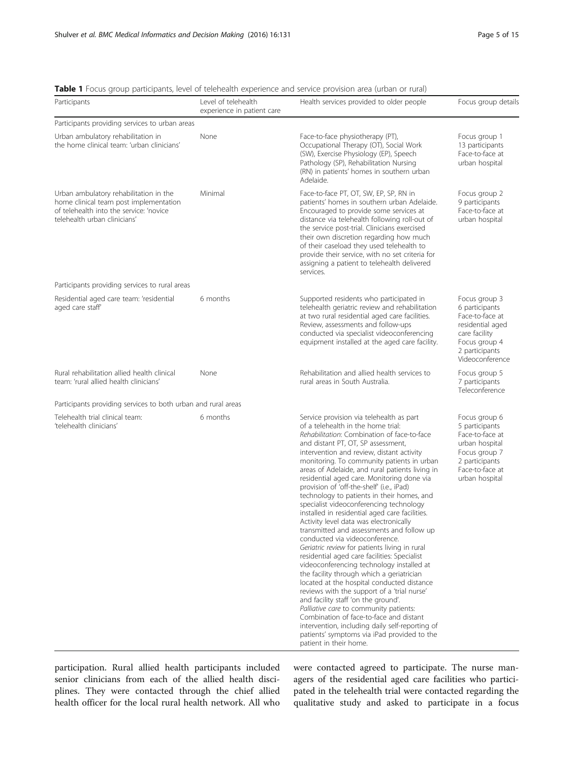**Table 1** Focus group participants, level of telehealth experience and service provision area (urban or rural)

| Participants | Level of telehealth experience in patient care | Health services provided to older people | Focus group details |
| --- | --- | --- | --- |
| Participants providing services to urban areas | | | |
| Urban ambulatory rehabilitation in the home clinical team: 'urban clinicians' | None | Face-to-face physiotherapy (PT), Occupational Therapy (OT), Social Work (SW), Exercise Physiology (EP), Speech Pathology (SP), Rehabilitation Nursing (RN) in patients' homes in southern urban Adelaide. | Focus group 1 13 participants Face-to-face at urban hospital |
| Urban ambulatory rehabilitation in the home clinical team post implementation of telehealth into the service: 'novice telehealth urban clinicians' | Minimal | Face-to-face PT, OT, SW, EP, SP, RN in patients' homes in southern urban Adelaide. Encouraged to provide some services at distance via telehealth following roll-out of the service post-trial. Clinicians exercised their own discretion regarding how much of their caseload they used telehealth to provide their service, with no set criteria for assigning a patient to telehealth delivered services. | Focus group 2 9 participants Face-to-face at urban hospital |
| Participants providing services to rural areas | | | |
| Residential aged care team: 'residential aged care staff' | 6 months | Supported residents who participated in telehealth geriatric review and rehabilitation at two rural residential aged care facilities. Review, assessments and follow-ups conducted via specialist videoconferencing equipment installed at the aged care facility. | Focus group 3 6 participants Face-to-face at residential aged care facility Focus group 4 2 participants Videoconference |
| Rural rehabilitation allied health clinical team: 'rural allied health clinicians' | None | Rehabilitation and allied health services to rural areas in South Australia. | Focus group 5 7 participants Teleconference |
| Participants providing services to both urban and rural areas | | | |
| Telehealth trial clinical team: 'telehealth clinicians' | 6 months | Service provision via telehealth as part of a telehealth in the home trial: *Rehabilitation*: Combination of face-to-face and distant PT, OT, SP assessment, intervention and review, distant activity monitoring. To community patients in urban areas of Adelaide, and rural patients living in residential aged care. Monitoring done via provision of 'off-the-shelf' (i.e., iPad) technology to patients in their homes, and specialist videoconferencing technology installed in residential aged care facilities. Activity level data was electronically transmitted and assessments and follow up conducted via videoconference. *Geriatric review* for patients living in rural residential aged care facilities: Specialist videoconferencing technology installed at the facility through which a geriatrician located at the hospital conducted distance reviews with the support of a 'trial nurse' and facility staff 'on the ground'. *Palliative care* to community patients: Combination of face-to-face and distant intervention, including daily self-reporting of patients' symptoms via iPad provided to the patient in their home. | Focus group 6 5 participants Face-to-face at urban hospital Focus group 7 2 participants Face-to-face at urban hospital |

participation. Rural allied health participants included senior clinicians from each of the allied health disciplines. They were contacted through the chief allied health officer for the local rural health network. All who were contacted agreed to participate. The nurse managers of the residential aged care facilities who participated in the telehealth trial were contacted regarding the qualitative study and asked to participate in a focus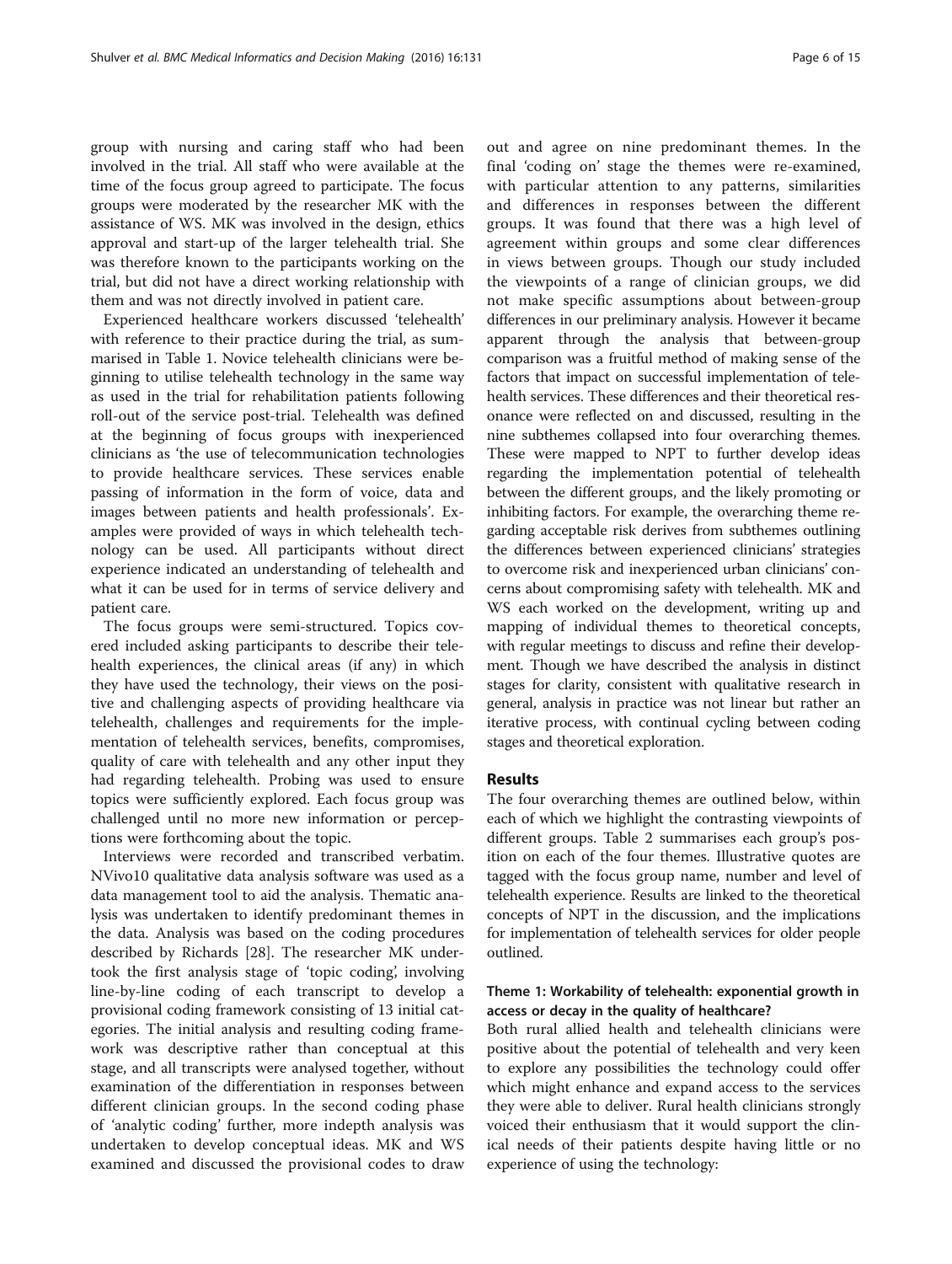group with nursing and caring staff who had been involved in the trial. All staff who were available at the time of the focus group agreed to participate. The focus groups were moderated by the researcher MK with the assistance of WS. MK was involved in the design, ethics approval and start-up of the larger telehealth trial. She was therefore known to the participants working on the trial, but did not have a direct working relationship with them and was not directly involved in patient care.

Experienced healthcare workers discussed 'telehealth' with reference to their practice during the trial, as summarised in Table 1. Novice telehealth clinicians were beginning to utilise telehealth technology in the same way as used in the trial for rehabilitation patients following roll-out of the service post-trial. Telehealth was defined at the beginning of focus groups with inexperienced clinicians as 'the use of telecommunication technologies to provide healthcare services. These services enable passing of information in the form of voice, data and images between patients and health professionals'. Examples were provided of ways in which telehealth technology can be used. All participants without direct experience indicated an understanding of telehealth and what it can be used for in terms of service delivery and patient care.

The focus groups were semi-structured. Topics covered included asking participants to describe their telehealth experiences, the clinical areas (if any) in which they have used the technology, their views on the positive and challenging aspects of providing healthcare via telehealth, challenges and requirements for the implementation of telehealth services, benefits, compromises, quality of care with telehealth and any other input they had regarding telehealth. Probing was used to ensure topics were sufficiently explored. Each focus group was challenged until no more new information or perceptions were forthcoming about the topic.

Interviews were recorded and transcribed verbatim. NVivo10 qualitative data analysis software was used as a data management tool to aid the analysis. Thematic analysis was undertaken to identify predominant themes in the data. Analysis was based on the coding procedures described by Richards [28]. The researcher MK undertook the first analysis stage of 'topic coding', involving line-by-line coding of each transcript to develop a provisional coding framework consisting of 13 initial categories. The initial analysis and resulting coding framework was descriptive rather than conceptual at this stage, and all transcripts were analysed together, without examination of the differentiation in responses between different clinician groups. In the second coding phase of 'analytic coding' further, more indepth analysis was undertaken to develop conceptual ideas. MK and WS examined and discussed the provisional codes to draw out and agree on nine predominant themes. In the final 'coding on' stage the themes were re-examined, with particular attention to any patterns, similarities and differences in responses between the different groups. It was found that there was a high level of agreement within groups and some clear differences in views between groups. Though our study included the viewpoints of a range of clinician groups, we did not make specific assumptions about between-group differences in our preliminary analysis. However it became apparent through the analysis that between-group comparison was a fruitful method of making sense of the factors that impact on successful implementation of telehealth services. These differences and their theoretical resonance were reflected on and discussed, resulting in the nine subthemes collapsed into four overarching themes. These were mapped to NPT to further develop ideas regarding the implementation potential of telehealth between the different groups, and the likely promoting or inhibiting factors. For example, the overarching theme regarding acceptable risk derives from subthemes outlining the differences between experienced clinicians' strategies to overcome risk and inexperienced urban clinicians' concerns about compromising safety with telehealth. MK and WS each worked on the development, writing up and mapping of individual themes to theoretical concepts, with regular meetings to discuss and refine their development. Though we have described the analysis in distinct stages for clarity, consistent with qualitative research in general, analysis in practice was not linear but rather an iterative process, with continual cycling between coding stages and theoretical exploration.

## Results

The four overarching themes are outlined below, within each of which we highlight the contrasting viewpoints of different groups. Table 2 summarises each group's position on each of the four themes. Illustrative quotes are tagged with the focus group name, number and level of telehealth experience. Results are linked to the theoretical concepts of NPT in the discussion, and the implications for implementation of telehealth services for older people outlined.

### Theme 1: Workability of telehealth: exponential growth in access or decay in the quality of healthcare?

Both rural allied health and telehealth clinicians were positive about the potential of telehealth and very keen to explore any possibilities the technology could offer which might enhance and expand access to the services they were able to deliver. Rural health clinicians strongly voiced their enthusiasm that it would support the clinical needs of their patients despite having little or no experience of using the technology: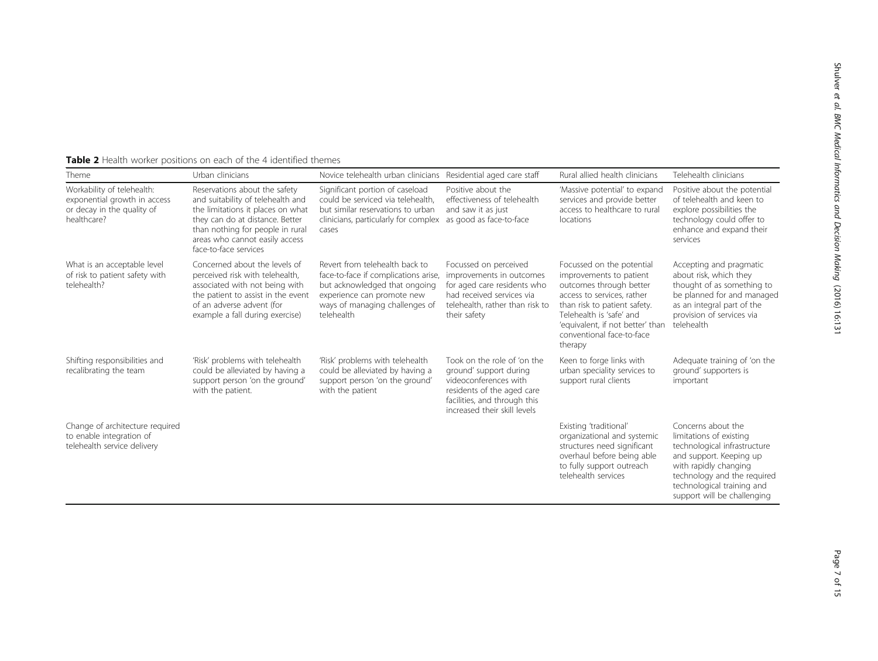**Table 2** Health worker positions on each of the 4 identified themes

| Theme | Urban clinicians | Novice telehealth urban clinicians | Residential aged care staff | Rural allied health clinicians | Telehealth clinicians |
|---|---|---|---|---|---|
| Workability of telehealth: exponential growth in access or decay in the quality of healthcare? | Reservations about the safety and suitability of telehealth and the limitations it places on what they can do at distance. Better than nothing for people in rural areas who cannot easily access face-to-face services | Significant portion of caseload could be serviced via telehealth, but similar reservations to urban clinicians, particularly for complex cases | Positive about the effectiveness of telehealth and saw it as just as good as face-to-face | 'Massive potential' to expand services and provide better access to healthcare to rural locations | Positive about the potential of telehealth and keen to explore possibilities the technology could offer to enhance and expand their services |
| What is an acceptable level of risk to patient safety with telehealth? | Concerned about the levels of perceived risk with telehealth, associated with not being with the patient to assist in the event of an adverse advent (for example a fall during exercise) | Revert from telehealth back to face-to-face if complications arise, but acknowledged that ongoing experience can promote new ways of managing challenges of telehealth | Focussed on perceived improvements in outcomes for aged care residents who had received services via telehealth, rather than risk to their safety | Focussed on the potential improvements to patient outcomes through better access to services, rather than risk to patient safety. Telehealth is 'safe' and 'equivalent, if not better' than conventional face-to-face therapy | Accepting and pragmatic about risk, which they thought of as something to be planned for and managed as an integral part of the provision of services via telehealth |
| Shifting responsibilities and recalibrating the team | 'Risk' problems with telehealth could be alleviated by having a support person 'on the ground' with the patient. | 'Risk' problems with telehealth could be alleviated by having a support person 'on the ground' with the patient | Took on the role of 'on the ground' support during videoconferences with residents of the aged care facilities, and through this increased their skill levels | Keen to forge links with urban speciality services to support rural clients | Adequate training of 'on the ground' supporters is important |
| Change of architecture required to enable integration of telehealth service delivery | | | | Existing 'traditional' organizational and systemic structures need significant overhaul before being able to fully support outreach telehealth services | Concerns about the limitations of existing technological infrastructure and support. Keeping up with rapidly changing technology and the required technological training and support will be challenging |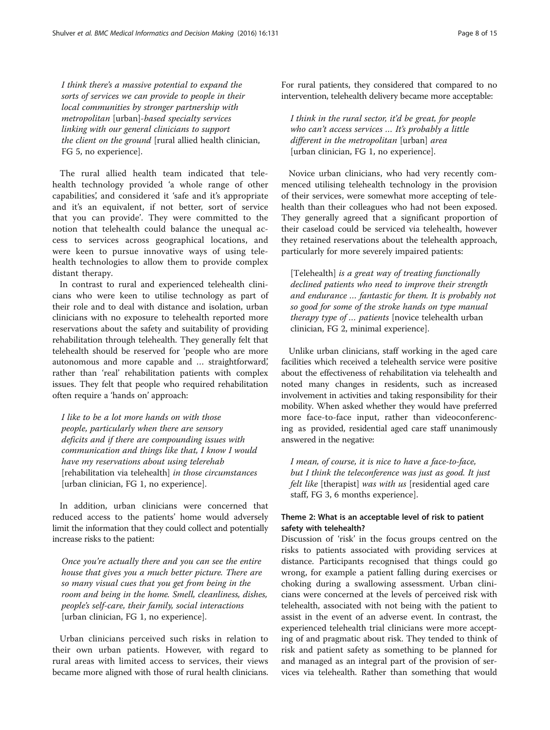> *I think there's a massive potential to expand the sorts of services we can provide to people in their local communities by stronger partnership with metropolitan* [urban]*-based specialty services linking with our general clinicians to support the client on the ground* [rural allied health clinician, FG 5, no experience].

The rural allied health team indicated that telehealth technology provided 'a whole range of other capabilities', and considered it 'safe and it's appropriate and it's an equivalent, if not better, sort of service that you can provide'. They were committed to the notion that telehealth could balance the unequal access to services across geographical locations, and were keen to pursue innovative ways of using telehealth technologies to allow them to provide complex distant therapy.

In contrast to rural and experienced telehealth clinicians who were keen to utilise technology as part of their role and to deal with distance and isolation, urban clinicians with no exposure to telehealth reported more reservations about the safety and suitability of providing rehabilitation through telehealth. They generally felt that telehealth should be reserved for 'people who are more autonomous and more capable and … straightforward', rather than 'real' rehabilitation patients with complex issues. They felt that people who required rehabilitation often require a 'hands on' approach:

> *I like to be a lot more hands on with those people, particularly when there are sensory deficits and if there are compounding issues with communication and things like that, I know I would have my reservations about using telerehab* [rehabilitation via telehealth] *in those circumstances* [urban clinician, FG 1, no experience].

In addition, urban clinicians were concerned that reduced access to the patients' home would adversely limit the information that they could collect and potentially increase risks to the patient:

> *Once you're actually there and you can see the entire house that gives you a much better picture. There are so many visual cues that you get from being in the room and being in the home. Smell, cleanliness, dishes, people's self-care, their family, social interactions* [urban clinician, FG 1, no experience].

Urban clinicians perceived such risks in relation to their own urban patients. However, with regard to rural areas with limited access to services, their views became more aligned with those of rural health clinicians. For rural patients, they considered that compared to no intervention, telehealth delivery became more acceptable:

> *I think in the rural sector, it'd be great, for people who can't access services … It's probably a little different in the metropolitan* [urban] *area* [urban clinician, FG 1, no experience].

Novice urban clinicians, who had very recently commenced utilising telehealth technology in the provision of their services, were somewhat more accepting of telehealth than their colleagues who had not been exposed. They generally agreed that a significant proportion of their caseload could be serviced via telehealth, however they retained reservations about the telehealth approach, particularly for more severely impaired patients:

> [Telehealth] *is a great way of treating functionally declined patients who need to improve their strength and endurance … fantastic for them. It is probably not so good for some of the stroke hands on type manual therapy type of … patients* [novice telehealth urban clinician, FG 2, minimal experience].

Unlike urban clinicians, staff working in the aged care facilities which received a telehealth service were positive about the effectiveness of rehabilitation via telehealth and noted many changes in residents, such as increased involvement in activities and taking responsibility for their mobility. When asked whether they would have preferred more face-to-face input, rather than videoconferencing as provided, residential aged care staff unanimously answered in the negative:

> *I mean, of course, it is nice to have a face-to-face, but I think the teleconference was just as good. It just felt like* [therapist] *was with us* [residential aged care staff, FG 3, 6 months experience].

#### Theme 2: What is an acceptable level of risk to patient safety with telehealth?

Discussion of 'risk' in the focus groups centred on the risks to patients associated with providing services at distance. Participants recognised that things could go wrong, for example a patient falling during exercises or choking during a swallowing assessment. Urban clinicians were concerned at the levels of perceived risk with telehealth, associated with not being with the patient to assist in the event of an adverse event. In contrast, the experienced telehealth trial clinicians were more accepting of and pragmatic about risk. They tended to think of risk and patient safety as something to be planned for and managed as an integral part of the provision of services via telehealth. Rather than something that would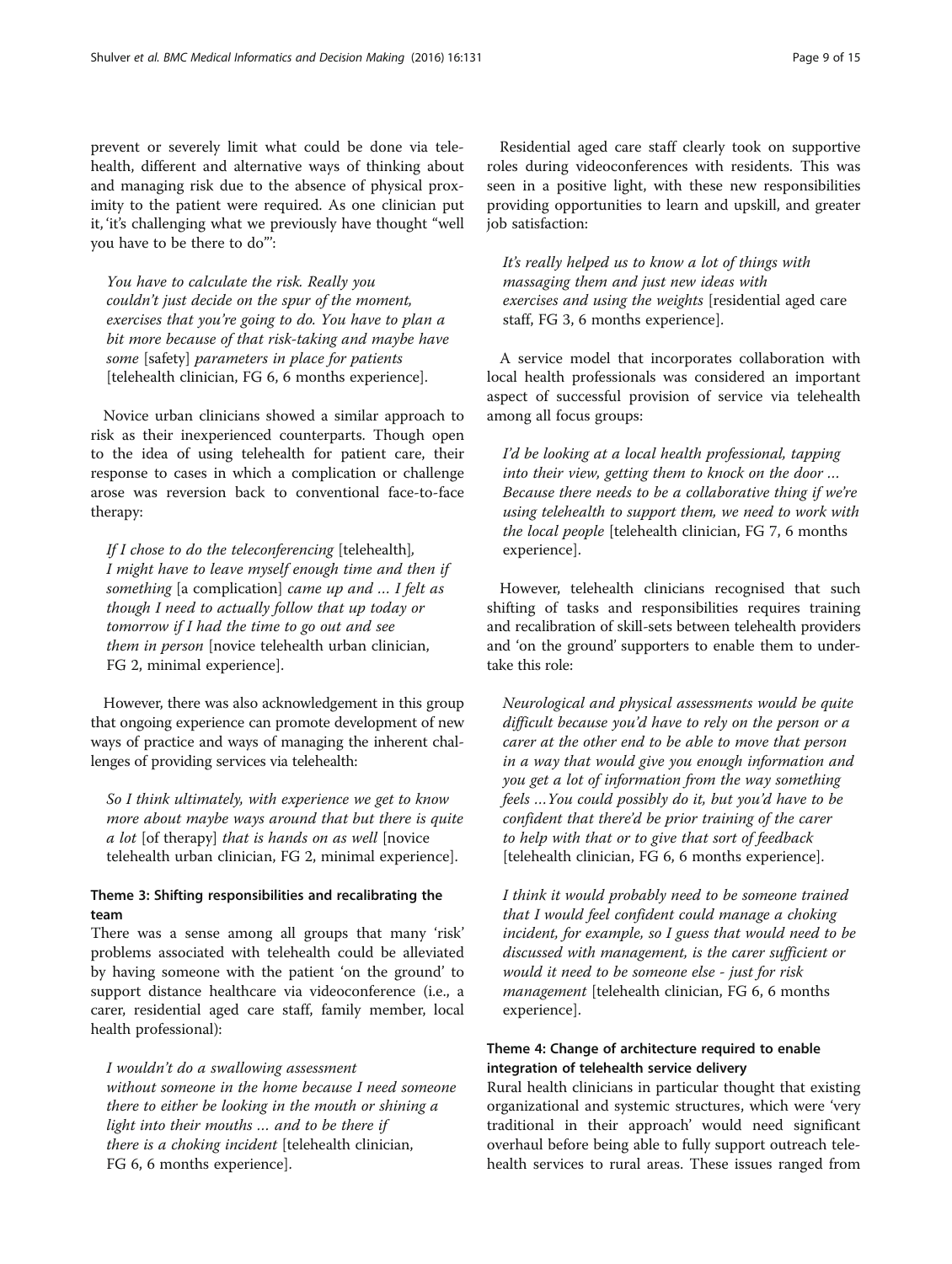prevent or severely limit what could be done via telehealth, different and alternative ways of thinking about and managing risk due to the absence of physical proximity to the patient were required. As one clinician put it, 'it's challenging what we previously have thought "well you have to be there to do"':

> *You have to calculate the risk. Really you couldn't just decide on the spur of the moment, exercises that you're going to do. You have to plan a bit more because of that risk-taking and maybe have some* [safety] *parameters in place for patients* [telehealth clinician, FG 6, 6 months experience].

Novice urban clinicians showed a similar approach to risk as their inexperienced counterparts. Though open to the idea of using telehealth for patient care, their response to cases in which a complication or challenge arose was reversion back to conventional face-to-face therapy:

> *If I chose to do the teleconferencing* [telehealth], *I might have to leave myself enough time and then if something* [a complication] *came up and … I felt as though I need to actually follow that up today or tomorrow if I had the time to go out and see them in person* [novice telehealth urban clinician, FG 2, minimal experience].

However, there was also acknowledgement in this group that ongoing experience can promote development of new ways of practice and ways of managing the inherent challenges of providing services via telehealth:

> *So I think ultimately, with experience we get to know more about maybe ways around that but there is quite a lot* [of therapy] *that is hands on as well* [novice telehealth urban clinician, FG 2, minimal experience].

### Theme 3: Shifting responsibilities and recalibrating the team

There was a sense among all groups that many 'risk' problems associated with telehealth could be alleviated by having someone with the patient 'on the ground' to support distance healthcare via videoconference (i.e., a carer, residential aged care staff, family member, local health professional):

> *I wouldn't do a swallowing assessment without someone in the home because I need someone there to either be looking in the mouth or shining a light into their mouths … and to be there if there is a choking incident* [telehealth clinician, FG 6, 6 months experience].

Residential aged care staff clearly took on supportive roles during videoconferences with residents. This was seen in a positive light, with these new responsibilities providing opportunities to learn and upskill, and greater job satisfaction:

> *It's really helped us to know a lot of things with massaging them and just new ideas with exercises and using the weights* [residential aged care staff, FG 3, 6 months experience].

A service model that incorporates collaboration with local health professionals was considered an important aspect of successful provision of service via telehealth among all focus groups:

> *I'd be looking at a local health professional, tapping into their view, getting them to knock on the door … Because there needs to be a collaborative thing if we're using telehealth to support them, we need to work with the local people* [telehealth clinician, FG 7, 6 months experience].

However, telehealth clinicians recognised that such shifting of tasks and responsibilities requires training and recalibration of skill-sets between telehealth providers and 'on the ground' supporters to enable them to undertake this role:

> *Neurological and physical assessments would be quite difficult because you'd have to rely on the person or a carer at the other end to be able to move that person in a way that would give you enough information and you get a lot of information from the way something feels …You could possibly do it, but you'd have to be confident that there'd be prior training of the carer to help with that or to give that sort of feedback* [telehealth clinician, FG 6, 6 months experience].

> *I think it would probably need to be someone trained that I would feel confident could manage a choking incident, for example, so I guess that would need to be discussed with management, is the carer sufficient or would it need to be someone else - just for risk management* [telehealth clinician - FG 6, 6 months experience].

### Theme 4: Change of architecture required to enable integration of telehealth service delivery

Rural health clinicians in particular thought that existing organizational and systemic structures, which were 'very traditional in their approach' would need significant overhaul before being able to fully support outreach telehealth services to rural areas. These issues ranged from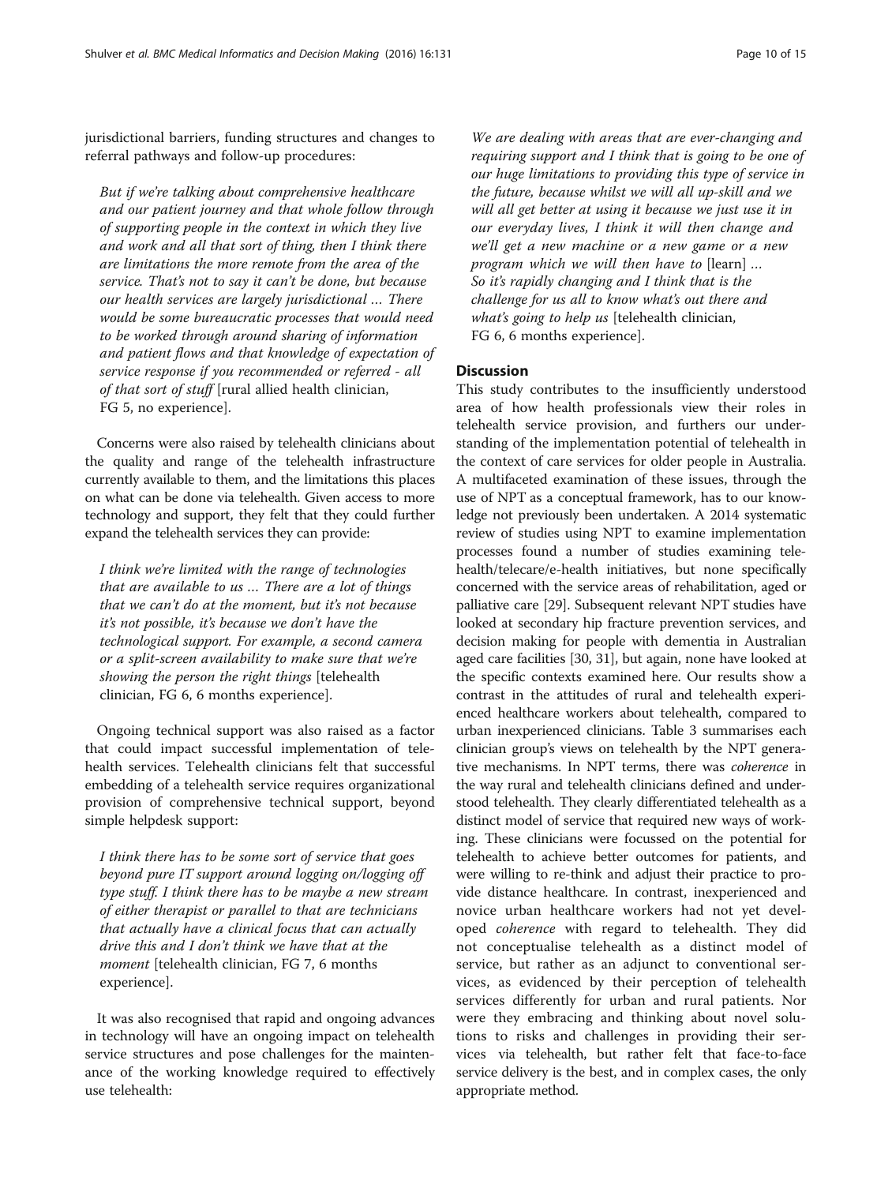jurisdictional barriers, funding structures and changes to referral pathways and follow-up procedures:

> *But if we're talking about comprehensive healthcare and our patient journey and that whole follow through of supporting people in the context in which they live and work and all that sort of thing, then I think there are limitations the more remote from the area of the service. That's not to say it can't be done, but because our health services are largely jurisdictional … There would be some bureaucratic processes that would need to be worked through around sharing of information and patient flows and that knowledge of expectation of service response if you recommended or referred - all of that sort of stuff* [rural allied health clinician, FG 5, no experience].

Concerns were also raised by telehealth clinicians about the quality and range of the telehealth infrastructure currently available to them, and the limitations this places on what can be done via telehealth. Given access to more technology and support, they felt that they could further expand the telehealth services they can provide:

> *I think we're limited with the range of technologies that are available to us … There are a lot of things that we can't do at the moment, but it's not because it's not possible, it's because we don't have the technological support. For example, a second camera or a split-screen availability to make sure that we're showing the person the right things* [telehealth clinician, FG 6, 6 months experience].

Ongoing technical support was also raised as a factor that could impact successful implementation of telehealth services. Telehealth clinicians felt that successful embedding of a telehealth service requires organizational provision of comprehensive technical support, beyond simple helpdesk support:

> *I think there has to be some sort of service that goes beyond pure IT support around logging on/logging off type stuff. I think there has to be maybe a new stream of either therapist or parallel to that are technicians that actually have a clinical focus that can actually drive this and I don't think we have that at the moment* [telehealth clinician, FG 7, 6 months experience].

It was also recognised that rapid and ongoing advances in technology will have an ongoing impact on telehealth service structures and pose challenges for the maintenance of the working knowledge required to effectively use telehealth:

> *We are dealing with areas that are ever-changing and requiring support and I think that is going to be one of our huge limitations to providing this type of service in the future, because whilst we will all up-skill and we will all get better at using it because we just use it in our everyday lives, I think it will then change and we'll get a new machine or a new game or a new program which we will then have to* [learn] *… So it's rapidly changing and I think that is the challenge for us all to know what's out there and what's going to help us* [telehealth clinician, FG 6, 6 months experience].

## Discussion

This study contributes to the insufficiently understood area of how health professionals view their roles in telehealth service provision, and furthers our understanding of the implementation potential of telehealth in the context of care services for older people in Australia. A multifaceted examination of these issues, through the use of NPT as a conceptual framework, has to our knowledge not previously been undertaken. A 2014 systematic review of studies using NPT to examine implementation processes found a number of studies examining telehealth/telecare/e-health initiatives, but none specifically concerned with the service areas of rehabilitation, aged or palliative care [29]. Subsequent relevant NPT studies have looked at secondary hip fracture prevention services, and decision making for people with dementia in Australian aged care facilities [30, 31], but again, none have looked at the specific contexts examined here. Our results show a contrast in the attitudes of rural and telehealth experienced healthcare workers about telehealth, compared to urban inexperienced clinicians. Table 3 summarises each clinician group's views on telehealth by the NPT generative mechanisms. In NPT terms, there was *coherence* in the way rural and telehealth clinicians defined and understood telehealth. They clearly differentiated telehealth as a distinct model of service that required new ways of working. These clinicians were focussed on the potential for telehealth to achieve better outcomes for patients, and were willing to re-think and adjust their practice to provide distance healthcare. In contrast, inexperienced and novice urban healthcare workers had not yet developed *coherence* with regard to telehealth. They did not conceptualise telehealth as a distinct model of service, but rather as an adjunct to conventional services, as evidenced by their perception of telehealth services differently for urban and rural patients. Nor were they embracing and thinking about novel solutions to risks and challenges in providing their services via telehealth, but rather felt that face-to-face service delivery is the best, and in complex cases, the only appropriate method.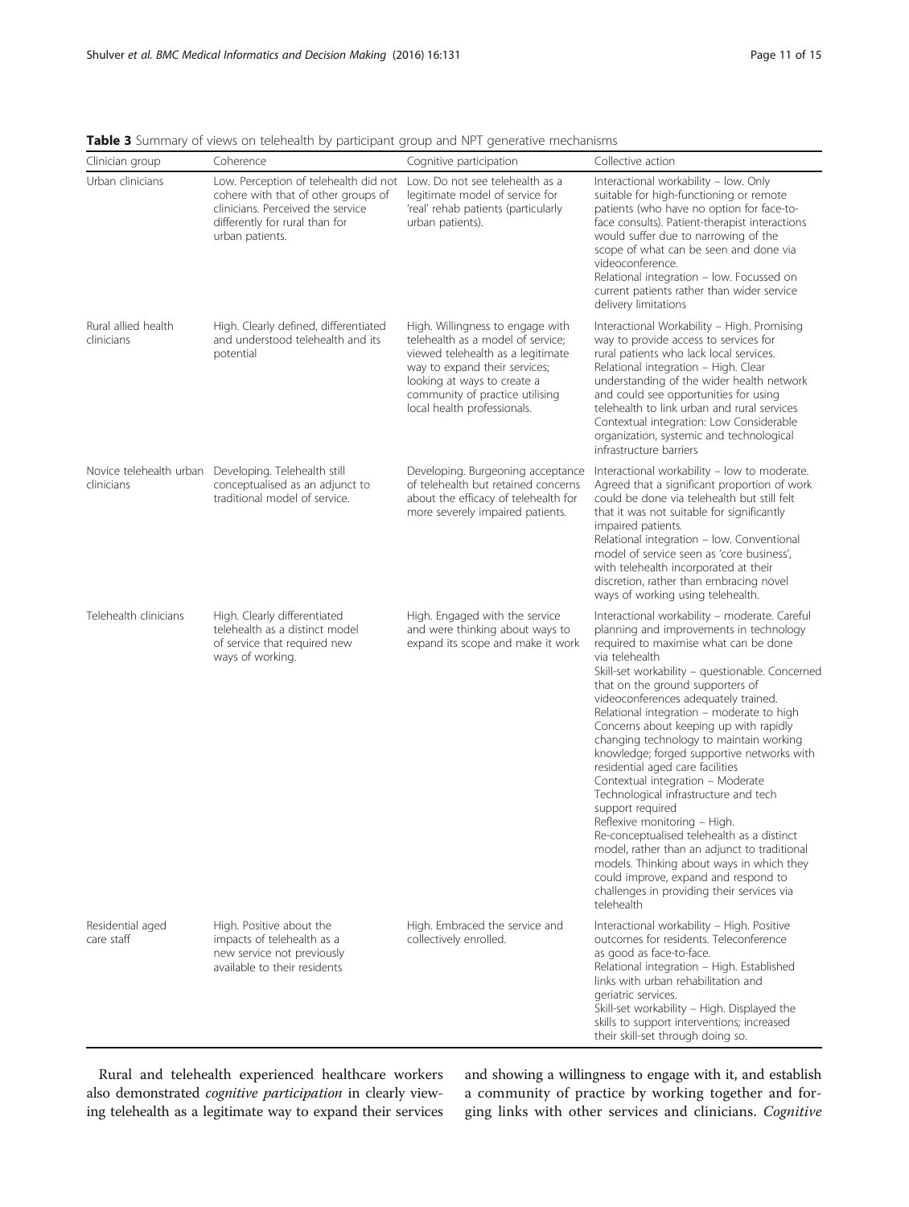**Table 3** Summary of views on telehealth by participant group and NPT generative mechanisms

| Clinician group | Coherence | Cognitive participation | Collective action |
| --- | --- | --- | --- |
| Urban clinicians | Low. Perception of telehealth did not cohere with that of other groups of clinicians. Perceived the service differently for rural than for urban patients. | Low. Do not see telehealth as a legitimate model of service for 'real' rehab patients (particularly urban patients). | Interactional workability – low. Only suitable for high-functioning or remote patients (who have no option for face-to-face consults). Patient-therapist interactions would suffer due to narrowing of the scope of what can be seen and done via videoconference.<br>Relational integration – low. Focussed on current patients rather than wider service delivery limitations |
| Rural allied health clinicians | High. Clearly defined, differentiated and understood telehealth and its potential | High. Willingness to engage with telehealth as a model of service; viewed telehealth as a legitimate way to expand their services; looking at ways to create a community of practice utilising local health professionals. | Interactional Workability – High. Promising way to provide access to services for rural patients who lack local services.<br>Relational integration – High. Clear understanding of the wider health network and could see opportunities for using telehealth to link urban and rural services<br>Contextual integration: Low Considerable organization, systemic and technological infrastructure barriers |
| Novice telehealth urban clinicians | Developing. Telehealth still conceptualised as an adjunct to traditional model of service. | Developing. Burgeoning acceptance of telehealth but retained concerns about the efficacy of telehealth for more severely impaired patients. | Interactional workability – low to moderate. Agreed that a significant proportion of work could be done via telehealth but still felt that it was not suitable for significantly impaired patients.<br>Relational integration – low. Conventional model of service seen as 'core business', with telehealth incorporated at their discretion, rather than embracing novel ways of working using telehealth. |
| Telehealth clinicians | High. Clearly differentiated telehealth as a distinct model of service that required new ways of working. | High. Engaged with the service and were thinking about ways to expand its scope and make it work | Interactional workability – moderate. Careful planning and improvements in technology required to maximise what can be done via telehealth<br>Skill-set workability – questionable. Concerned that on the ground supporters of videoconferences adequately trained.<br>Relational integration – moderate to high Concerns about keeping up with rapidly changing technology to maintain working knowledge; forged supportive networks with residential aged care facilities<br>Contextual integration – Moderate Technological infrastructure and tech support required<br>Reflexive monitoring – High. Re-conceptualised telehealth as a distinct model, rather than an adjunct to traditional models. Thinking about ways in which they could improve, expand and respond to challenges in providing their services via telehealth |
| Residential aged care staff | High. Positive about the impacts of telehealth as a new service not previously available to their residents | High. Embraced the service and collectively enrolled. | Interactional workability – High. Positive outcomes for residents. Teleconference as good as face-to-face.<br>Relational integration – High. Established links with urban rehabilitation and geriatric services.<br>Skill-set workability – High. Displayed the skills to support interventions; increased their skill-set through doing so. |

Rural and telehealth experienced healthcare workers also demonstrated *cognitive participation* in clearly viewing telehealth as a legitimate way to expand their services and showing a willingness to engage with it, and establish a community of practice by working together and forging links with other services and clinicians. *Cognitive*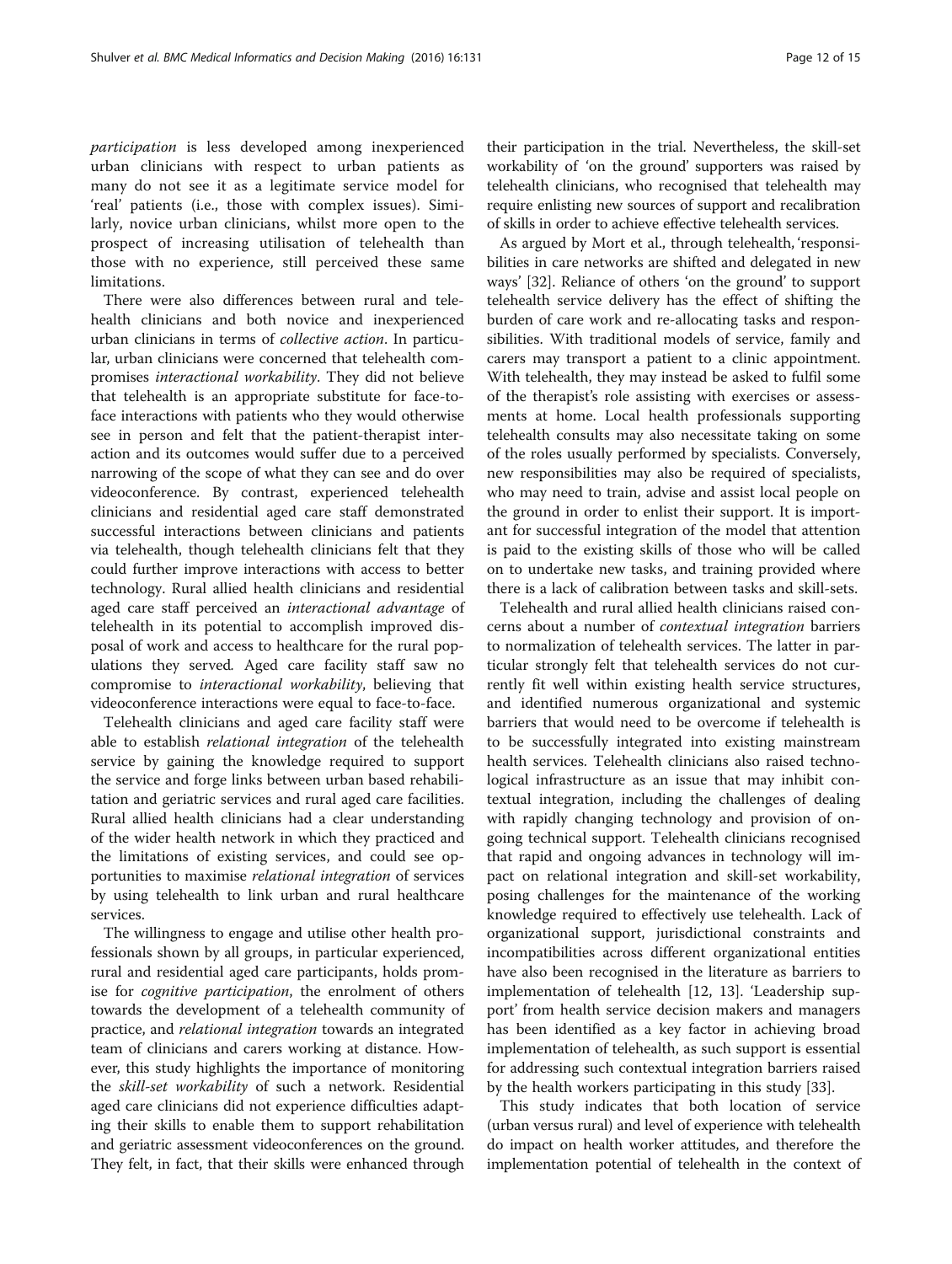*participation* is less developed among inexperienced urban clinicians with respect to urban patients as many do not see it as a legitimate service model for 'real' patients (i.e., those with complex issues). Similarly, novice urban clinicians, whilst more open to the prospect of increasing utilisation of telehealth than those with no experience, still perceived these same limitations.

There were also differences between rural and telehealth clinicians and both novice and inexperienced urban clinicians in terms of *collective action*. In particular, urban clinicians were concerned that telehealth compromises *interactional workability*. They did not believe that telehealth is an appropriate substitute for face-to-face interactions with patients who they would otherwise see in person and felt that the patient-therapist interaction and its outcomes would suffer due to a perceived narrowing of the scope of what they can see and do over videoconference. By contrast, experienced telehealth clinicians and residential aged care staff demonstrated successful interactions between clinicians and patients via telehealth, though telehealth clinicians felt that they could further improve interactions with access to better technology. Rural allied health clinicians and residential aged care staff perceived an *interactional advantage* of telehealth in its potential to accomplish improved disposal of work and access to healthcare for the rural populations they served. Aged care facility staff saw no compromise to *interactional workability*, believing that videoconference interactions were equal to face-to-face.

Telehealth clinicians and aged care facility staff were able to establish *relational integration* of the telehealth service by gaining the knowledge required to support the service and forge links between urban based rehabilitation and geriatric services and rural aged care facilities. Rural allied health clinicians had a clear understanding of the wider health network in which they practiced and the limitations of existing services, and could see opportunities to maximise *relational integration* of services by using telehealth to link urban and rural healthcare services.

The willingness to engage and utilise other health professionals shown by all groups, in particular experienced, rural and residential aged care participants, holds promise for *cognitive participation*, the enrolment of others towards the development of a telehealth community of practice, and *relational integration* towards an integrated team of clinicians and carers working at distance. However, this study highlights the importance of monitoring the *skill-set workability* of such a network. Residential aged care clinicians did not experience difficulties adapting their skills to enable them to support rehabilitation and geriatric assessment videoconferences on the ground. They felt, in fact, that their skills were enhanced through their participation in the trial. Nevertheless, the skill-set workability of 'on the ground' supporters was raised by telehealth clinicians, who recognised that telehealth may require enlisting new sources of support and recalibration of skills in order to achieve effective telehealth services.

As argued by Mort et al., through telehealth, 'responsibilities in care networks are shifted and delegated in new ways' [32]. Reliance of others 'on the ground' to support telehealth service delivery has the effect of shifting the burden of care work and re-allocating tasks and responsibilities. With traditional models of service, family and carers may transport a patient to a clinic appointment. With telehealth, they may instead be asked to fulfil some of the therapist's role assisting with exercises or assessments at home. Local health professionals supporting telehealth consults may also necessitate taking on some of the roles usually performed by specialists. Conversely, new responsibilities may also be required of specialists, who may need to train, advise and assist local people on the ground in order to enlist their support. It is important for successful integration of the model that attention is paid to the existing skills of those who will be called on to undertake new tasks, and training provided where there is a lack of calibration between tasks and skill-sets.

Telehealth and rural allied health clinicians raised concerns about a number of *contextual integration* barriers to normalization of telehealth services. The latter in particular strongly felt that telehealth services do not currently fit well within existing health service structures, and identified numerous organizational and systemic barriers that would need to be overcome if telehealth is to be successfully integrated into existing mainstream health services. Telehealth clinicians also raised technological infrastructure as an issue that may inhibit contextual integration, including the challenges of dealing with rapidly changing technology and provision of ongoing technical support. Telehealth clinicians recognised that rapid and ongoing advances in technology will impact on relational integration and skill-set workability, posing challenges for the maintenance of the working knowledge required to effectively use telehealth. Lack of organizational support, jurisdictional constraints and incompatibilities across different organizational entities have also been recognised in the literature as barriers to implementation of telehealth [12, 13]. 'Leadership support' from health service decision makers and managers has been identified as a key factor in achieving broad implementation of telehealth, as such support is essential for addressing such contextual integration barriers raised by the health workers participating in this study [33].

This study indicates that both location of service (urban versus rural) and level of experience with telehealth do impact on health worker attitudes, and therefore the implementation potential of telehealth in the context of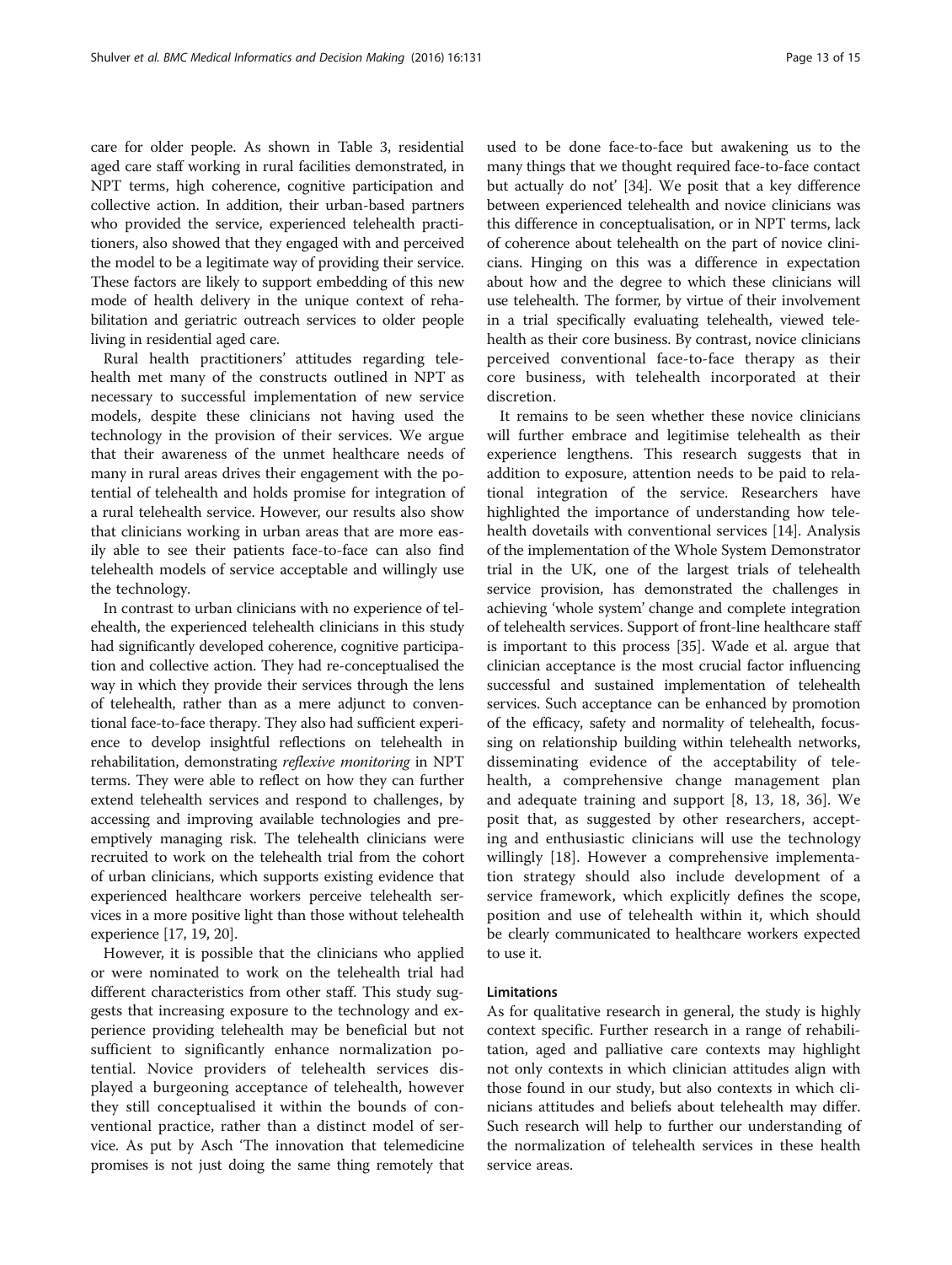care for older people. As shown in Table 3, residential aged care staff working in rural facilities demonstrated, in NPT terms, high coherence, cognitive participation and collective action. In addition, their urban-based partners who provided the service, experienced telehealth practitioners, also showed that they engaged with and perceived the model to be a legitimate way of providing their service. These factors are likely to support embedding of this new mode of health delivery in the unique context of rehabilitation and geriatric outreach services to older people living in residential aged care.

Rural health practitioners' attitudes regarding telehealth met many of the constructs outlined in NPT as necessary to successful implementation of new service models, despite these clinicians not having used the technology in the provision of their services. We argue that their awareness of the unmet healthcare needs of many in rural areas drives their engagement with the potential of telehealth and holds promise for integration of a rural telehealth service. However, our results also show that clinicians working in urban areas that are more easily able to see their patients face-to-face can also find telehealth models of service acceptable and willingly use the technology.

In contrast to urban clinicians with no experience of telehealth, the experienced telehealth clinicians in this study had significantly developed coherence, cognitive participation and collective action. They had re-conceptualised the way in which they provide their services through the lens of telehealth, rather than as a mere adjunct to conventional face-to-face therapy. They also had sufficient experience to develop insightful reflections on telehealth in rehabilitation, demonstrating *reflexive monitoring* in NPT terms. They were able to reflect on how they can further extend telehealth services and respond to challenges, by accessing and improving available technologies and pre-emptively managing risk. The telehealth clinicians were recruited to work on the telehealth trial from the cohort of urban clinicians, which supports existing evidence that experienced healthcare workers perceive telehealth services in a more positive light than those without telehealth experience [17, 19, 20].

However, it is possible that the clinicians who applied or were nominated to work on the telehealth trial had different characteristics from other staff. This study suggests that increasing exposure to the technology and experience providing telehealth may be beneficial but not sufficient to significantly enhance normalization potential. Novice providers of telehealth services displayed a burgeoning acceptance of telehealth, however they still conceptualised it within the bounds of conventional practice, rather than a distinct model of service. As put by Asch 'The innovation that telemedicine promises is not just doing the same thing remotely that used to be done face-to-face but awakening us to the many things that we thought required face-to-face contact but actually do not' [34]. We posit that a key difference between experienced telehealth and novice clinicians was this difference in conceptualisation, or in NPT terms, lack of coherence about telehealth on the part of novice clinicians. Hinging on this was a difference in expectation about how and the degree to which these clinicians will use telehealth. The former, by virtue of their involvement in a trial specifically evaluating telehealth, viewed telehealth as their core business. By contrast, novice clinicians perceived conventional face-to-face therapy as their core business, with telehealth incorporated at their discretion.

It remains to be seen whether these novice clinicians will further embrace and legitimise telehealth as their experience lengthens. This research suggests that in addition to exposure, attention needs to be paid to relational integration of the service. Researchers have highlighted the importance of understanding how telehealth dovetails with conventional services [14]. Analysis of the implementation of the Whole System Demonstrator trial in the UK, one of the largest trials of telehealth service provision, has demonstrated the challenges in achieving 'whole system' change and complete integration of telehealth services. Support of front-line healthcare staff is important to this process [35]. Wade et al. argue that clinician acceptance is the most crucial factor influencing successful and sustained implementation of telehealth services. Such acceptance can be enhanced by promotion of the efficacy, safety and normality of telehealth, focussing on relationship building within telehealth networks, disseminating evidence of the acceptability of telehealth, a comprehensive change management plan and adequate training and support [8, 13, 18, 36]. We posit that, as suggested by other researchers, accepting and enthusiastic clinicians will use the technology willingly [18]. However a comprehensive implementation strategy should also include development of a service framework, which explicitly defines the scope, position and use of telehealth within it, which should be clearly communicated to healthcare workers expected to use it.

### Limitations

As for qualitative research in general, the study is highly context specific. Further research in a range of rehabilitation, aged and palliative care contexts may highlight not only contexts in which clinician attitudes align with those found in our study, but also contexts in which clinicians attitudes and beliefs about telehealth may differ. Such research will help to further our understanding of the normalization of telehealth services in these health service areas.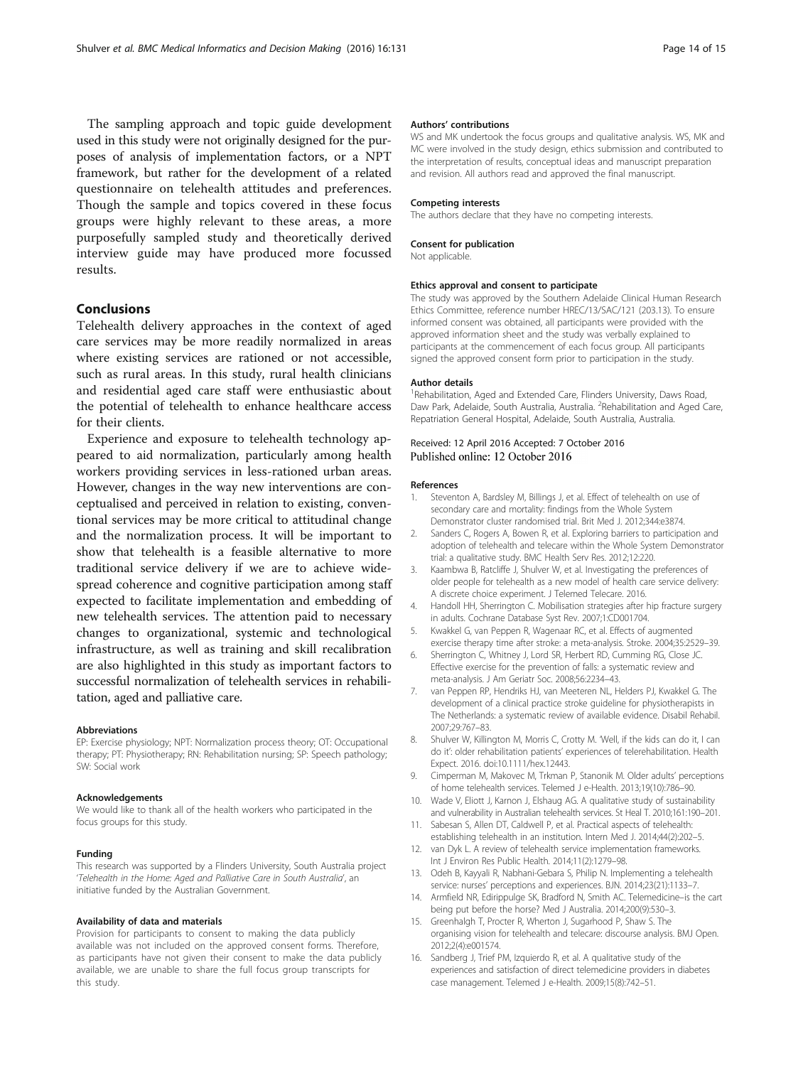The sampling approach and topic guide development used in this study were not originally designed for the purposes of analysis of implementation factors, or a NPT framework, but rather for the development of a related questionnaire on telehealth attitudes and preferences. Though the sample and topics covered in these focus groups were highly relevant to these areas, a more purposefully sampled study and theoretically derived interview guide may have produced more focussed results.

## Conclusions

Telehealth delivery approaches in the context of aged care services may be more readily normalized in areas where existing services are rationed or not accessible, such as rural areas. In this study, rural health clinicians and residential aged care staff were enthusiastic about the potential of telehealth to enhance healthcare access for their clients.

Experience and exposure to telehealth technology appeared to aid normalization, particularly among health workers providing services in less-rationed urban areas. However, changes in the way new interventions are conceptualised and perceived in relation to existing, conventional services may be more critical to attitudinal change and the normalization process. It will be important to show that telehealth is a feasible alternative to more traditional service delivery if we are to achieve widespread coherence and cognitive participation among staff expected to facilitate implementation and embedding of new telehealth services. The attention paid to necessary changes to organizational, systemic and technological infrastructure, as well as training and skill recalibration are also highlighted in this study as important factors to successful normalization of telehealth services in rehabilitation, aged and palliative care.

#### Abbreviations

EP: Exercise physiology; NPT: Normalization process theory; OT: Occupational therapy; PT: Physiotherapy; RN: Rehabilitation nursing; SP: Speech pathology; SW: Social work

#### Acknowledgements

We would like to thank all of the health workers who participated in the focus groups for this study.

#### Funding

This research was supported by a Flinders University, South Australia project '*Telehealth in the Home: Aged and Palliative Care in South Australia*', an initiative funded by the Australian Government.

#### Availability of data and materials

Provision for participants to consent to making the data publicly available was not included on the approved consent forms. Therefore, as participants have not given their consent to make the data publicly available, we are unable to share the full focus group transcripts for this study.

#### Authors' contributions

WS and MK undertook the focus groups and qualitative analysis. WS, MK and MC were involved in the study design, ethics submission and contributed to the interpretation of results, conceptual ideas and manuscript preparation and revision. All authors read and approved the final manuscript.

#### Competing interests

The authors declare that they have no competing interests.

#### Consent for publication

Not applicable.

#### Ethics approval and consent to participate

The study was approved by the Southern Adelaide Clinical Human Research Ethics Committee, reference number HREC/13/SAC/121 (203.13). To ensure informed consent was obtained, all participants were provided with the approved information sheet and the study was verbally explained to participants at the commencement of each focus group. All participants signed the approved consent form prior to participation in the study.

#### Author details

[1]Rehabilitation, Aged and Extended Care, Flinders University, Daws Road, Daw Park, Adelaide, South Australia, Australia. [2]Rehabilitation and Aged Care, Repatriation General Hospital, Adelaide, South Australia, Australia.

Received: 12 April 2016 Accepted: 7 October 2016
Published online: 12 October 2016

#### References

1. Steventon A, Bardsley M, Billings J, et al. Effect of telehealth on use of secondary care and mortality: findings from the Whole System Demonstrator cluster randomised trial. Brit Med J. 2012;344:e3874.
2. Sanders C, Rogers A, Bowen R, et al. Exploring barriers to participation and adoption of telehealth and telecare within the Whole System Demonstrator trial: a qualitative study. BMC Health Serv Res. 2012;12:220.
3. Kaambwa B, Ratcliffe J, Shulver W, et al. Investigating the preferences of older people for telehealth as a new model of health care service delivery: A discrete choice experiment. J Telemed Telecare. 2016.
4. Handoll HH, Sherrington C. Mobilisation strategies after hip fracture surgery in adults. Cochrane Database Syst Rev. 2007;1:CD001704.
5. Kwakkel G, van Peppen R, Wagenaar RC, et al. Effects of augmented exercise therapy time after stroke: a meta-analysis. Stroke. 2004;35:2529–39.
6. Sherrington C, Whitney J, Lord SR, Herbert RD, Cumming RG, Close JC. Effective exercise for the prevention of falls: a systematic review and meta-analysis. J Am Geriatr Soc. 2008;56:2234–43.
7. van Peppen RP, Hendriks HJ, van Meeteren NL, Helders PJ, Kwakkel G. The development of a clinical practice stroke guideline for physiotherapists in The Netherlands: a systematic review of available evidence. Disabil Rehabil. 2007;29:767–83.
8. Shulver W, Killington M, Morris C, Crotty M. 'Well, if the kids can do it, I can do it': older rehabilitation patients' experiences of telerehabilitation. Health Expect. 2016. doi:10.1111/hex.12443.
9. Cimperman M, Makovec M, Trkman P, Stanonik M. Older adults' perceptions of home telehealth services. Telemed J e-Health. 2013;19(10):786–90.
10. Wade V, Eliott J, Karnon J, Elshaug AG. A qualitative study of sustainability and vulnerability in Australian telehealth services. St Heal T. 2010;161:190–201.
11. Sabesan S, Allen DT, Caldwell P, et al. Practical aspects of telehealth: establishing telehealth in an institution. Intern Med J. 2014;44(2):202–5.
12. van Dyk L. A review of telehealth service implementation frameworks. Int J Environ Res Public Health. 2014;11(2):1279–98.
13. Odeh B, Kayyali R, Nabhani-Gebara S, Philip N. Implementing a telehealth service: nurses' perceptions and experiences. BJN. 2014;23(21):1133–7.
14. Armfield NR, Edirippulge SK, Bradford N, Smith AC. Telemedicine–is the cart being put before the horse? Med J Australia. 2014;200(9):530–3.
15. Greenhalgh T, Procter R, Wherton J, Sugarhood P, Shaw S. The organising vision for telehealth and telecare: discourse analysis. BMJ Open. 2012;2(4):e001574.
16. Sandberg J, Trief PM, Izquierdo R, et al. A qualitative study of the experiences and satisfaction of direct telemedicine providers in diabetes case management. Telemed J e-Health. 2009;15(8):742–51.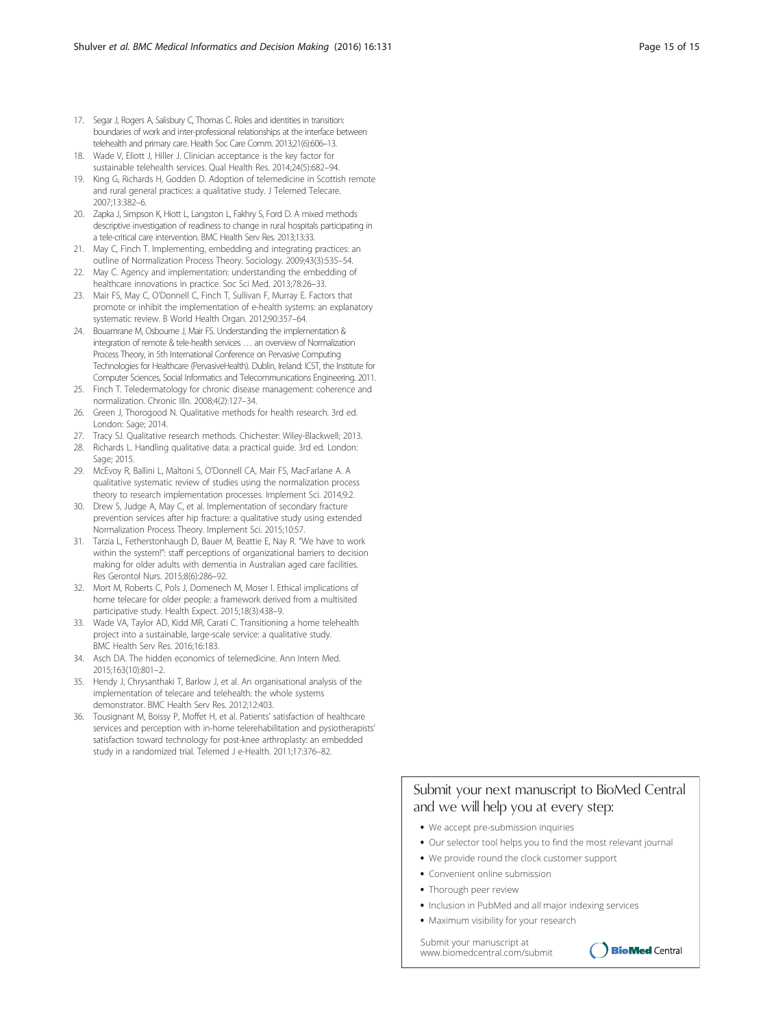17. Segar J, Rogers A, Salisbury C, Thomas C. Roles and identities in transition: boundaries of work and inter-professional relationships at the interface between telehealth and primary care. Health Soc Care Comm. 2013;21(6):606–13.
18. Wade V, Eliott J, Hiller J. Clinician acceptance is the key factor for sustainable telehealth services. Qual Health Res. 2014;24(5):682–94.
19. King G, Richards H, Godden D. Adoption of telemedicine in Scottish remote and rural general practices: a qualitative study. J Telemed Telecare. 2007;13:382–6.
20. Zapka J, Simpson K, Hiott L, Langston L, Fakhry S, Ford D. A mixed methods descriptive investigation of readiness to change in rural hospitals participating in a tele-critical care intervention. BMC Health Serv Res. 2013;13:33.
21. May C, Finch T. Implementing, embedding and integrating practices: an outline of Normalization Process Theory. Sociology. 2009;43(3):535–54.
22. May C. Agency and implementation: understanding the embedding of healthcare innovations in practice. Soc Sci Med. 2013;78:26–33.
23. Mair FS, May C, O'Donnell C, Finch T, Sullivan F, Murray E. Factors that promote or inhibit the implementation of e-health systems: an explanatory systematic review. B World Health Organ. 2012;90:357–64.
24. Bouamrane M, Osbourne J, Mair FS. Understanding the implementation & integration of remote & tele-health services … an overview of Normalization Process Theory, in 5th International Conference on Pervasive Computing Technologies for Healthcare (PervasiveHealth). Dublin, Ireland: ICST, the Institute for Computer Sciences, Social Informatics and Telecommunications Engineering. 2011.
25. Finch T. Teledermatology for chronic disease management: coherence and normalization. Chronic Illn. 2008;4(2):127–34.
26. Green J, Thorogood N. Qualitative methods for health research. 3rd ed. London: Sage; 2014.
27. Tracy SJ. Qualitative research methods. Chichester: Wiley-Blackwell; 2013.
28. Richards L. Handling qualitative data: a practical guide. 3rd ed. London: Sage; 2015.
29. McEvoy R, Ballini L, Maltoni S, O'Donnell CA, Mair FS, MacFarlane A. A qualitative systematic review of studies using the normalization process theory to research implementation processes. Implement Sci. 2014;9:2.
30. Drew S, Judge A, May C, et al. Implementation of secondary fracture prevention services after hip fracture: a qualitative study using extended Normalization Process Theory. Implement Sci. 2015;10:57.
31. Tarzia L, Fetherstonhaugh D, Bauer M, Beattie E, Nay R. "We have to work within the system!": staff perceptions of organizational barriers to decision making for older adults with dementia in Australian aged care facilities. Res Gerontol Nurs. 2015;8(6):286–92.
32. Mort M, Roberts C, Pols J, Domenech M, Moser I. Ethical implications of home telecare for older people: a framework derived from a multisited participative study. Health Expect. 2015;18(3):438–9.
33. Wade VA, Taylor AD, Kidd MR, Carati C. Transitioning a home telehealth project into a sustainable, large-scale service: a qualitative study. BMC Health Serv Res. 2016;16:183.
34. Asch DA. The hidden economics of telemedicine. Ann Intern Med. 2015;163(10):801–2.
35. Hendy J, Chrysanthaki T, Barlow J, et al. An organisational analysis of the implementation of telecare and telehealth: the whole systems demonstrator. BMC Health Serv Res. 2012;12:403.
36. Tousignant M, Boissy P, Moffet H, et al. Patients' satisfaction of healthcare services and perception with in-home telerehabilitation and pysiotherapists' satisfaction toward technology for post-knee arthroplasty: an embedded study in a randomized trial. Telemed J e-Health. 2011;17:376–82.

Submit your next manuscript to BioMed Central and we will help you at every step:

- We accept pre-submission inquiries
- Our selector tool helps you to find the most relevant journal
- We provide round the clock customer support
- Convenient online submission
- Thorough peer review
- Inclusion in PubMed and all major indexing services
- Maximum visibility for your research

Submit your manuscript at www.biomedcentral.com/submit

BioMed Central